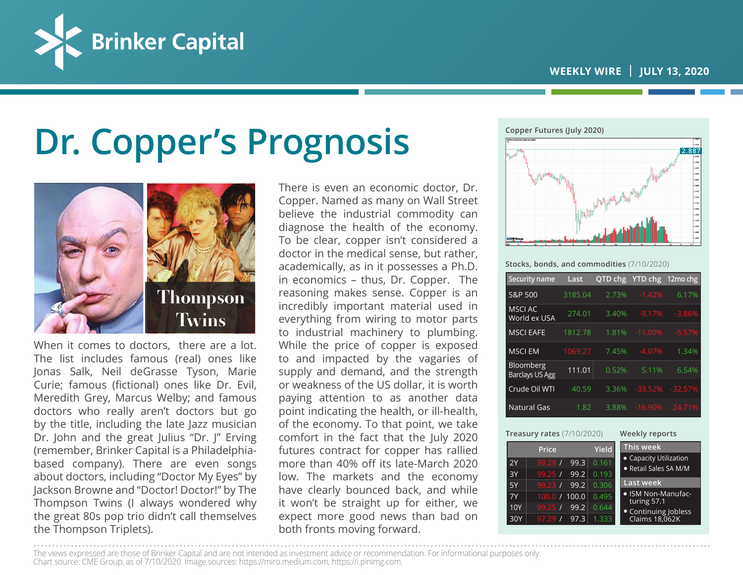Brinker Capital

WEEKLY WIRE | JULY 13, 2020

# Dr. Copper's Prognosis

Thompson Twins

When it comes to doctors, there are a lot. The list includes famous (real) ones like Jonas Salk, Neil deGrasse Tyson, Marie Curie; famous (fictional) ones like Dr. Evil, Meredith Grey, Marcus Welby; and famous doctors who really aren't doctors but go by the title, including the late Jazz musician Dr. John and the great Julius "Dr. J" Erving (remember, Brinker Capital is a Philadelphia-based company). There are even songs about doctors, including "Doctor My Eyes" by Jackson Browne and "Doctor! Doctor!" by The Thompson Twins (I always wondered why the great 80s pop trio didn't call themselves the Thompson Triplets).

There is even an economic doctor, Dr. Copper. Named as many on Wall Street believe the industrial commodity can diagnose the health of the economy. To be clear, copper isn't considered a doctor in the medical sense, but rather, academically, as in it possesses a Ph.D. in economics – thus, Dr. Copper. The reasoning makes sense. Copper is an incredibly important material used in everything from wiring to motor parts to industrial machinery to plumbing. While the price of copper is exposed to and impacted by the vagaries of supply and demand, and the strength or weakness of the US dollar, it is worth paying attention to as another data point indicating the health, or ill-health, of the economy. To that point, we take comfort in the fact that the July 2020 futures contract for copper has rallied more than 40% off its late-March 2020 low. The markets and the economy have clearly bounced back, and while it won't be straight up for either, we expect more good news than bad on both fronts moving forward.

**Copper Futures (July 2020)**

2.887

**Stocks, bonds, and commodities** (7/10/2020)

| Security name | Last | QTD chg | YTD chg | 12mo chg |
|---|---|---|---|---|
| S&P 500 | 3185.04 | 2.73% | -1.42% | 6.17% |
| MSCI AC World ex USA | 274.01 | 3.40% | -9.17% | -3.86% |
| MSCI EAFE | 1812.78 | 1.81% | -11.00% | -5.57% |
| MSCI EM | 1069.27 | 7.45% | -4.07% | 1.34% |
| Bloomberg Barclays US Agg | 111.01 | 0.52% | 5.11% | 6.54% |
| Crude Oil WTI | 40.59 | 3.36% | -33.52% | -32.57% |
| Natural Gas | 1.82 | 3.88% | -16.90% | -24.71% |

**Treasury rates** (7/10/2020)

| | Price | Yield |
|---|---|---|
| 2Y | 99.29 / 99.3 | 0.161 |
| 3Y | 99.25 / 99.2 | 0.193 |
| 5Y | 99.23 / 99.2 | 0.306 |
| 7Y | 100.0 / 100.0 | 0.495 |
| 10Y | 99.25 / 99.2 | 0.644 |
| 30Y | 97.29 / 97.3 | 1.333 |

**Weekly reports**

This week
- Capacity Utilization
- Retail Sales SA M/M

Last week
- ISM Non-Manufacturing 57.1
- Continuing Jobless Claims 18,062K

The views expressed are those of Brinker Capital and are not intended as investment advice or recommendation. For informational purposes only.
Chart source: CME Group, as of 7/10/2020. Image sources: https://miro.medium.com, https://i.pinimg.com.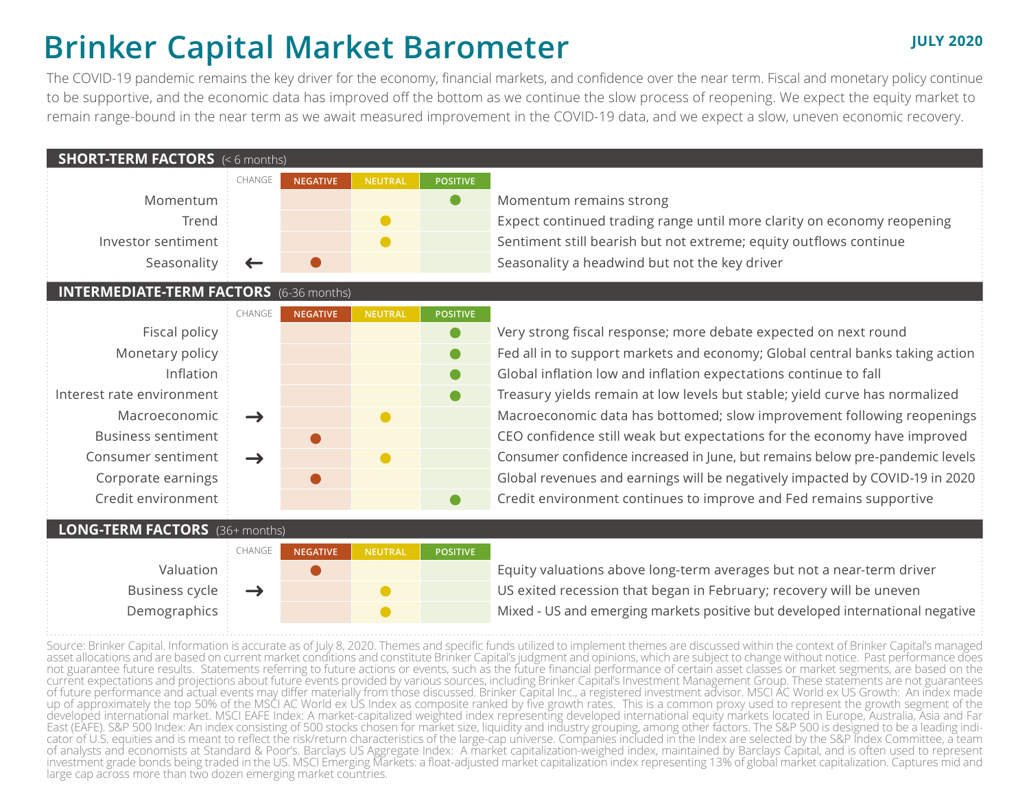# Brinker Capital Market Barometer

**JULY 2020**

The COVID-19 pandemic remains the key driver for the economy, financial markets, and confidence over the near term. Fiscal and monetary policy continue to be supportive, and the economic data has improved off the bottom as we continue the slow process of reopening. We expect the equity market to remain range-bound in the near term as we await measured improvement in the COVID-19 data, and we expect a slow, uneven economic recovery.

## SHORT-TERM FACTORS (< 6 months)

| | CHANGE | NEGATIVE | NEUTRAL | POSITIVE | |
|---|---|---|---|---|---|
| Momentum | | | | ● | Momentum remains strong |
| Trend | | | ● | | Expect continued trading range until more clarity on economy reopening |
| Investor sentiment | | | ● | | Sentiment still bearish but not extreme; equity outflows continue |
| Seasonality | ← | ● | | | Seasonality a headwind but not the key driver |

## INTERMEDIATE-TERM FACTORS (6-36 months)

| | CHANGE | NEGATIVE | NEUTRAL | POSITIVE | |
|---|---|---|---|---|---|
| Fiscal policy | | | | ● | Very strong fiscal response; more debate expected on next round |
| Monetary policy | | | | ● | Fed all in to support markets and economy; Global central banks taking action |
| Inflation | | | | ● | Global inflation low and inflation expectations continue to fall |
| Interest rate environment | | | | ● | Treasury yields remain at low levels but stable; yield curve has normalized |
| Macroeconomic | → | | ● | | Macroeconomic data has bottomed; slow improvement following reopenings |
| Business sentiment | | ● | | | CEO confidence still weak but expectations for the economy have improved |
| Consumer sentiment | → | | ● | | Consumer confidence increased in June, but remains below pre-pandemic levels |
| Corporate earnings | | ● | | | Global revenues and earnings will be negatively impacted by COVID-19 in 2020 |
| Credit environment | | | | ● | Credit environment continues to improve and Fed remains supportive |

## LONG-TERM FACTORS (36+ months)

| | CHANGE | NEGATIVE | NEUTRAL | POSITIVE | |
|---|---|---|---|---|---|
| Valuation | | ● | | | Equity valuations above long-term averages but not a near-term driver |
| Business cycle | → | | ● | | US exited recession that began in February; recovery will be uneven |
| Demographics | | | ● | | Mixed - US and emerging markets positive but developed international negative |

Source: Brinker Capital. Information is accurate as of July 8, 2020. Themes and specific funds utilized to implement themes are discussed within the context of Brinker Capital's managed asset allocations and are based on current market conditions and constitute Brinker Capital's judgment and opinions, which are subject to change without notice. Past performance does not guarantee future results. Statements referring to future actions or events, such as the future financial performance of certain asset classes or market segments, are based on the current expectations and projections about future events provided by various sources, including Brinker Capital's Investment Management Group. These statements are not guarantees of future performance and actual events may differ materially from those discussed. Brinker Capital Inc., a registered investment advisor. MSCI AC World ex US Growth: An index made up of approximately the top 50% of the MSCI AC World ex US Index as composite ranked by five growth rates. This is a common proxy used to represent the growth segment of the developed international market. MSCI EAFE Index: A market-capitalized weighted index representing developed international equity markets located in Europe, Australia, Asia and Far East (EAFE). S&P 500 Index: An index consisting of 500 stocks chosen for market size, liquidity and industry grouping, among other factors. The S&P 500 is designed to be a leading indicator of U.S. equities and is meant to reflect the risk/return characteristics of the large-cap universe. Companies included in the Index are selected by the S&P Index Committee, a team of analysts and economists at Standard & Poor's. Barclays US Aggregate Index: A market capitalization-weighed index, maintained by Barclays Capital, and is often used to represent investment grade bonds being traded in the US. MSCI Emerging Markets: a float-adjusted market capitalization index representing 13% of global market capitalization. Captures mid and large cap across more than two dozen emerging market countries.